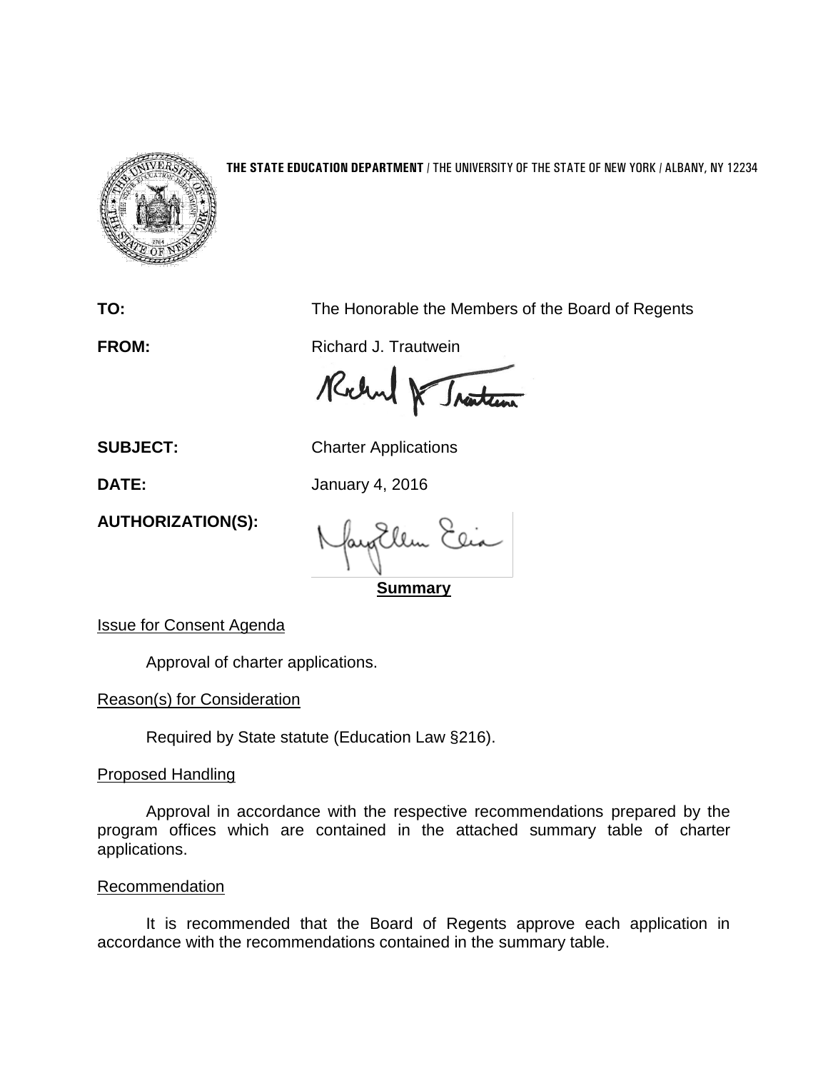**THE STATE EDUCATION DEPARTMENT** / THE UNIVERSITY OF THE STATE OF NEW YORK / ALBANY, NY 12234

**TO:** The Honorable the Members of the Board of Regents

**FROM:** Richard J. Trautwein

**SUBJECT:** Charter Applications

**DATE:** January 4, 2016

**AUTHORIZATION(S):**

**Summary**

Issue for Consent Agenda

Approval of charter applications.

Reason(s) for Consideration

Required by State statute (Education Law §216).

Proposed Handling

Approval in accordance with the respective recommendations prepared by the program offices which are contained in the attached summary table of charter applications.

Recommendation

It is recommended that the Board of Regents approve each application in accordance with the recommendations contained in the summary table.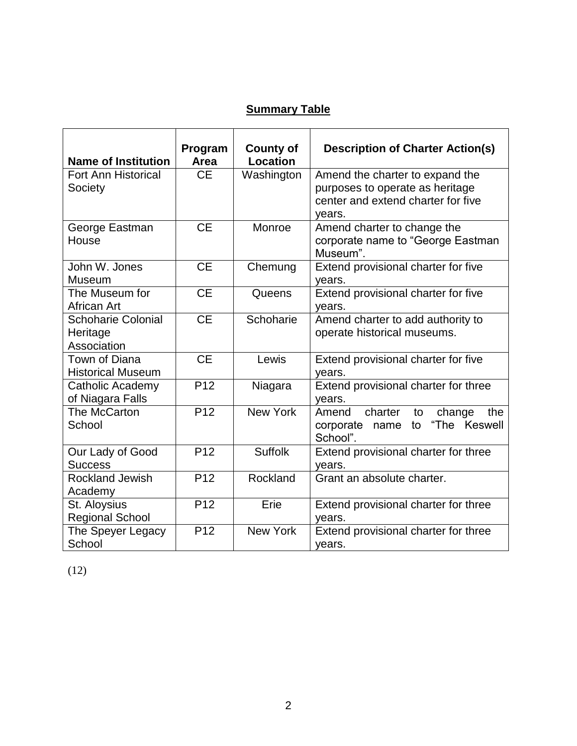**Summary Table**

| Name of Institution | Program Area | County of Location | Description of Charter Action(s) |
|---|---|---|---|
| Fort Ann Historical Society | CE | Washington | Amend the charter to expand the purposes to operate as heritage center and extend charter for five years. |
| George Eastman House | CE | Monroe | Amend charter to change the corporate name to “George Eastman Museum”. |
| John W. Jones Museum | CE | Chemung | Extend provisional charter for five years. |
| The Museum for African Art | CE | Queens | Extend provisional charter for five years. |
| Schoharie Colonial Heritage Association | CE | Schoharie | Amend charter to add authority to operate historical museums. |
| Town of Diana Historical Museum | CE | Lewis | Extend provisional charter for five years. |
| Catholic Academy of Niagara Falls | P12 | Niagara | Extend provisional charter for three years. |
| The McCarton School | P12 | New York | Amend charter to change the corporate name to “The Keswell School”. |
| Our Lady of Good Success | P12 | Suffolk | Extend provisional charter for three years. |
| Rockland Jewish Academy | P12 | Rockland | Grant an absolute charter. |
| St. Aloysius Regional School | P12 | Erie | Extend provisional charter for three years. |
| The Speyer Legacy School | P12 | New York | Extend provisional charter for three years. |

(12)